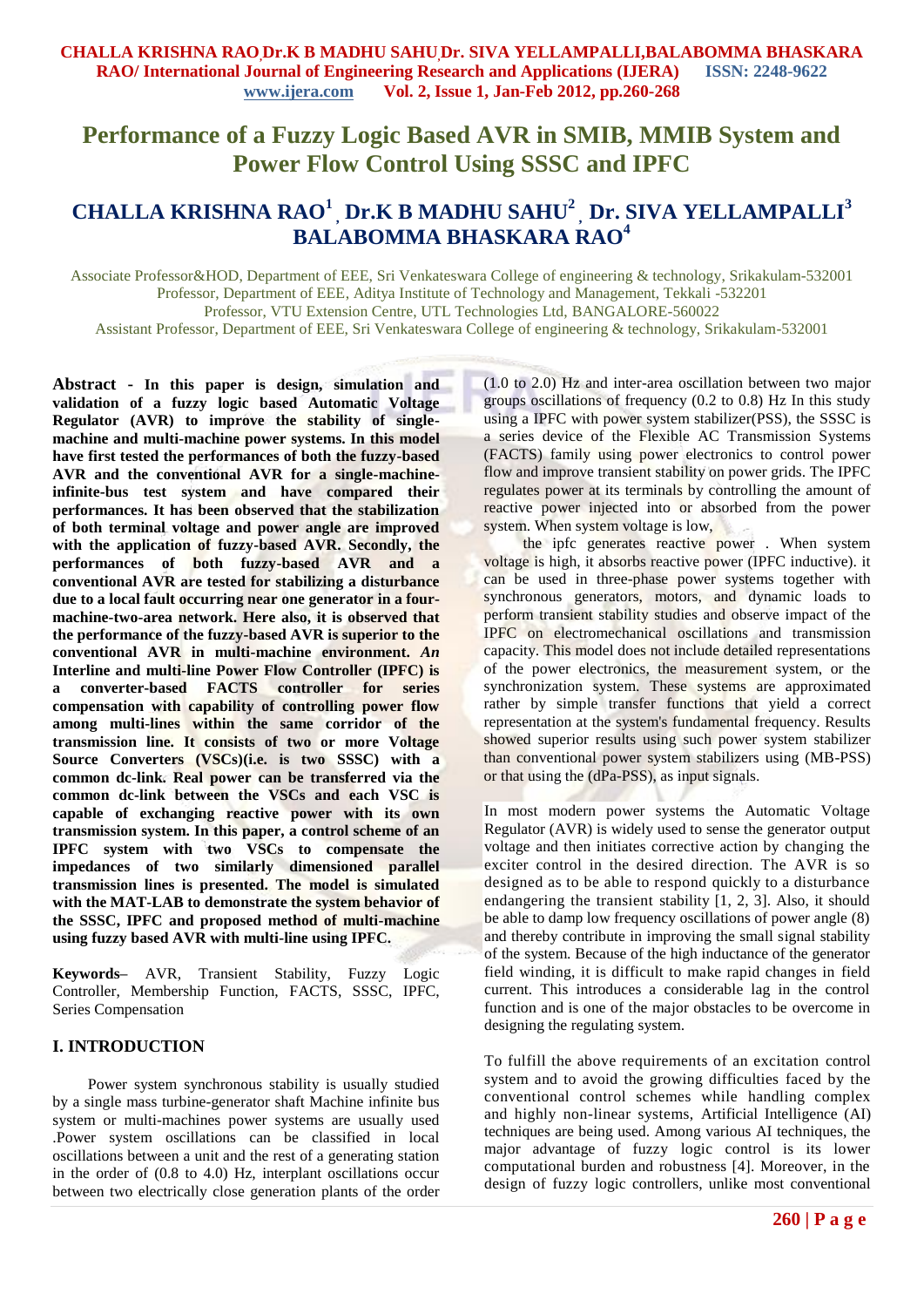# Performance of a Fuzzy Logic Based AVR in SMIB, MMIB System and Power Flow Control Using SSSC and IPFC

## CHALLA KRISHNA RAO[1], Dr.K B MADHU SAHU[2], Dr. SIVA YELLAMPALLI[3] BALABOMMA BHASKARA RAO[4]

Associate Professor&HOD, Department of EEE, Sri Venkateswara College of engineering & technology, Srikakulam-532001
Professor, Department of EEE, Aditya Institute of Technology and Management, Tekkali -532201
Professor, VTU Extension Centre, UTL Technologies Ltd, BANGALORE-560022
Assistant Professor, Department of EEE, Sri Venkateswara College of engineering & technology, Srikakulam-532001

**Abstract - In this paper is design, simulation and validation of a fuzzy logic based Automatic Voltage Regulator (AVR) to improve the stability of single-machine and multi-machine power systems. In this model have first tested the performances of both the fuzzy-based AVR and the conventional AVR for a single-machine-infinite-bus test system and have compared their performances. It has been observed that the stabilization of both terminal voltage and power angle are improved with the application of fuzzy-based AVR. Secondly, the performances of both fuzzy-based AVR and a conventional AVR are tested for stabilizing a disturbance due to a local fault occurring near one generator in a four-machine-two-area network. Here also, it is observed that the performance of the fuzzy-based AVR is superior to the conventional AVR in multi-machine environment.** ***An*** **Interline and multi-line Power Flow Controller (IPFC) is a converter-based FACTS controller for series compensation with capability of controlling power flow among multi-lines within the same corridor of the transmission line. It consists of two or more Voltage Source Converters (VSCs)(i.e. is two SSSC) with a common dc-link. Real power can be transferred via the common dc-link between the VSCs and each VSC is capable of exchanging reactive power with its own transmission system. In this paper, a control scheme of an IPFC system with two VSCs to compensate the impedances of two similarly dimensioned parallel transmission lines is presented. The model is simulated with the MAT-LAB to demonstrate the system behavior of the SSSC, IPFC and proposed method of multi-machine using fuzzy based AVR with multi-line using IPFC.**

**Keywords–** AVR, Transient Stability, Fuzzy Logic Controller, Membership Function, FACTS, SSSC, IPFC, Series Compensation

## I. INTRODUCTION

Power system synchronous stability is usually studied by a single mass turbine-generator shaft Machine infinite bus system or multi-machines power systems are usually used .Power system oscillations can be classified in local oscillations between a unit and the rest of a generating station in the order of (0.8 to 4.0) Hz, interplant oscillations occur between two electrically close generation plants of the order (1.0 to 2.0) Hz and inter-area oscillation between two major groups oscillations of frequency (0.2 to 0.8) Hz In this study using a IPFC with power system stabilizer(PSS), the SSSC is a series device of the Flexible AC Transmission Systems (FACTS) family using power electronics to control power flow and improve transient stability on power grids. The IPFC regulates power at its terminals by controlling the amount of reactive power injected into or absorbed from the power system. When system voltage is low,

the ipfc generates reactive power . When system voltage is high, it absorbs reactive power (IPFC inductive). it can be used in three-phase power systems together with synchronous generators, motors, and dynamic loads to perform transient stability studies and observe impact of the IPFC on electromechanical oscillations and transmission capacity. This model does not include detailed representations of the power electronics, the measurement system, or the synchronization system. These systems are approximated rather by simple transfer functions that yield a correct representation at the system's fundamental frequency. Results showed superior results using such power system stabilizer than conventional power system stabilizers using (MB-PSS) or that using the (dPa-PSS), as input signals.

In most modern power systems the Automatic Voltage Regulator (AVR) is widely used to sense the generator output voltage and then initiates corrective action by changing the exciter control in the desired direction. The AVR is so designed as to be able to respond quickly to a disturbance endangering the transient stability [1, 2, 3]. Also, it should be able to damp low frequency oscillations of power angle (8) and thereby contribute in improving the small signal stability of the system. Because of the high inductance of the generator field winding, it is difficult to make rapid changes in field current. This introduces a considerable lag in the control function and is one of the major obstacles to be overcome in designing the regulating system.

To fulfill the above requirements of an excitation control system and to avoid the growing difficulties faced by the conventional control schemes while handling complex and highly non-linear systems, Artificial Intelligence (AI) techniques are being used. Among various AI techniques, the major advantage of fuzzy logic control is its lower computational burden and robustness [4]. Moreover, in the design of fuzzy logic controllers, unlike most conventional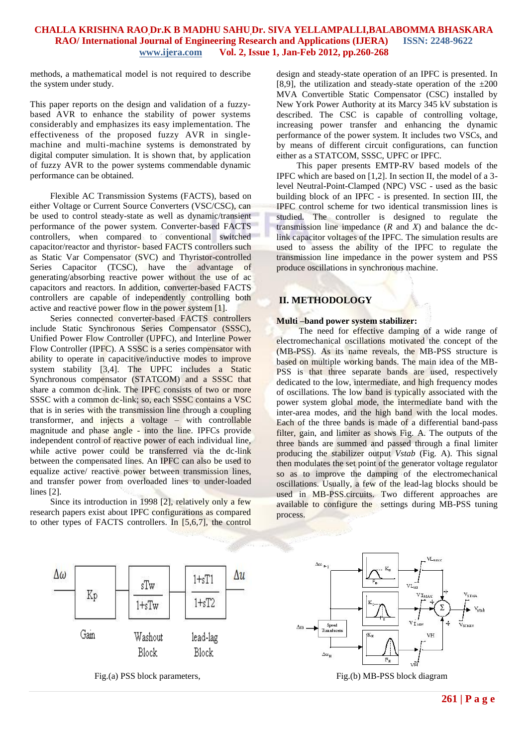methods, a mathematical model is not required to describe the system under study.

This paper reports on the design and validation of a fuzzy-based AVR to enhance the stability of power systems considerably and emphasizes its easy implementation. The effectiveness of the proposed fuzzy AVR in single-machine and multi-machine systems is demonstrated by digital computer simulation. It is shown that, by application of fuzzy AVR to the power systems commendable dynamic performance can be obtained.

Flexible AC Transmission Systems (FACTS), based on either Voltage or Current Source Converters (VSC/CSC), can be used to control steady-state as well as dynamic/transient performance of the power system. Converter-based FACTS controllers, when compared to conventional switched capacitor/reactor and thyristor- based FACTS controllers such as Static Var Compensator (SVC) and Thyristor-controlled Series Capacitor (TCSC), have the advantage of generating/absorbing reactive power without the use of ac capacitors and reactors. In addition, converter-based FACTS controllers are capable of independently controlling both active and reactive power flow in the power system [1].

Series connected converter-based FACTS controllers include Static Synchronous Series Compensator (SSSC), Unified Power Flow Controller (UPFC), and Interline Power Flow Controller (IPFC). A SSSC is a series compensator with ability to operate in capacitive/inductive modes to improve system stability [3,4]. The UPFC includes a Static Synchronous compensator (STATCOM) and a SSSC that share a common dc-link. The IPFC consists of two or more SSSC with a common dc-link; so, each SSSC contains a VSC that is in series with the transmission line through a coupling transformer, and injects a voltage – with controllable magnitude and phase angle - into the line. IPFCs provide independent control of reactive power of each individual line, while active power could be transferred via the dc-link between the compensated lines. An IPFC can also be used to equalize active/ reactive power between transmission lines, and transfer power from overloaded lines to under-loaded lines [2].

Since its introduction in 1998 [2], relatively only a few research papers exist about IPFC configurations as compared to other types of FACTS controllers. In [5,6,7], the control design and steady-state operation of an IPFC is presented. In [8,9], the utilization and steady-state operation of the ±200 MVA Convertible Static Compensator (CSC) installed by New York Power Authority at its Marcy 345 kV substation is described. The CSC is capable of controlling voltage, increasing power transfer and enhancing the dynamic performance of the power system. It includes two VSCs, and by means of different circuit configurations, can function either as a STATCOM, SSSC, UPFC or IPFC.

This paper presents EMTP-RV based models of the IPFC which are based on [1,2]. In section II, the model of a 3-level Neutral-Point-Clamped (NPC) VSC - used as the basic building block of an IPFC - is presented. In section III, the IPFC control scheme for two identical transmission lines is studied. The controller is designed to regulate the transmission line impedance (*R* and *X*) and balance the dc-link capacitor voltages of the IPFC. The simulation results are used to assess the ability of the IPFC to regulate the transmission line impedance in the power system and PSS produce oscillations in synchronous machine.

## II. METHODOLOGY

**Multi –band power system stabilizer:**

The need for effective damping of a wide range of electromechanical oscillations motivated the concept of the (MB-PSS). As its name reveals, the MB-PSS structure is based on multiple working bands. The main idea of the MB-PSS is that three separate bands are used, respectively dedicated to the low, intermediate, and high frequency modes of oscillations. The low band is typically associated with the power system global mode, the intermediate band with the inter-area modes, and the high band with the local modes. Each of the three bands is made of a differential band-pass filter, gain, and limiter as shows Fig. A. The outputs of the three bands are summed and passed through a final limiter producing the stabilizer output *Vstab* (Fig. A). This signal then modulates the set point of the generator voltage regulator so as to improve the damping of the electromechanical oscillations. Usually, a few of the lead-lag blocks should be used in MB-PSS.circuits. Two different approaches are available to configure the settings during MB-PSS tuning process.

Fig.(a) PSS block parameters,

Fig.(b) MB-PSS block diagram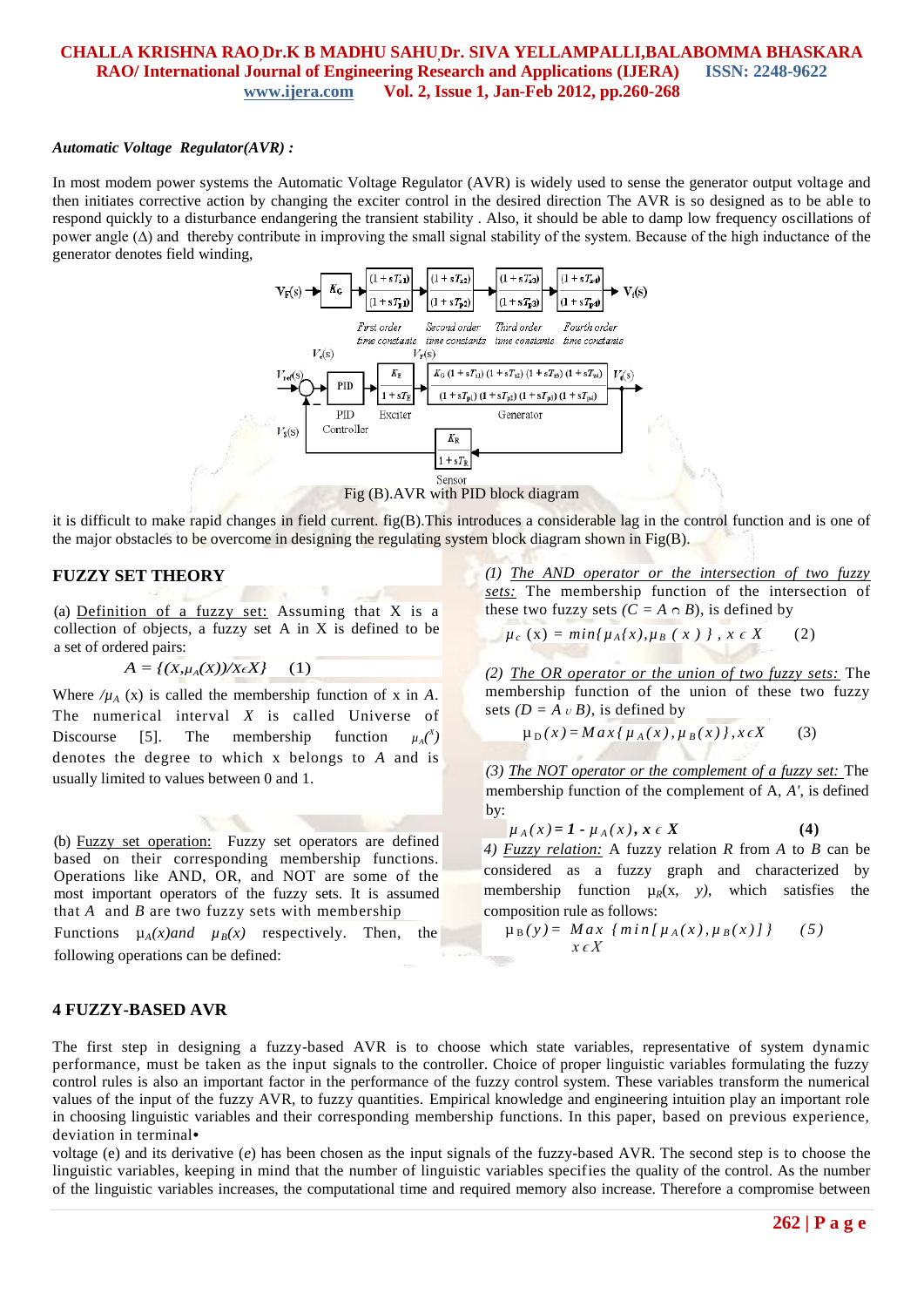***Automatic Voltage Regulator(AVR) :***

In most modem power systems the Automatic Voltage Regulator (AVR) is widely used to sense the generator output voltage and then initiates corrective action by changing the exciter control in the desired direction The AVR is so designed as to be able to respond quickly to a disturbance endangering the transient stability . Also, it should be able to damp low frequency oscillations of power angle (Δ) and thereby contribute in improving the small signal stability of the system. Because of the high inductance of the generator denotes field winding,

Fig (B).AVR with PID block diagram

it is difficult to make rapid changes in field current. fig(B).This introduces a considerable lag in the control function and is one of the major obstacles to be overcome in designing the regulating system block diagram shown in Fig(B).

## FUZZY SET THEORY

(a) Definition of a fuzzy set: Assuming that X is a collection of objects, a fuzzy set A in X is defined to be a set of ordered pairs:

$$A = \{(x, \mu_A(x))/x \epsilon X\} \quad (1)$$

Where $/\mu_A$ (x) is called the membership function of x in *A*. The numerical interval *X* is called Universe of Discourse [5]. The membership function $\mu_A(x)$ denotes the degree to which x belongs to *A* and is usually limited to values between 0 and 1.

(b) Fuzzy set operation: Fuzzy set operators are defined based on their corresponding membership functions. Operations like AND, OR, and NOT are some of the most important operators of the fuzzy sets. It is assumed that *A* and *B* are two fuzzy sets with membership Functions $\mu_A(x)$ and $\mu_B(x)$ respectively. Then, the following operations can be defined:

*(1) The AND operator or the intersection of two fuzzy sets:* The membership function of the intersection of these two fuzzy sets ($C = A \cap B$), is defined by

$$\mu_c(x) = min\{\mu_A(x), \mu_B(x)\}, x \in X \quad (2)$$

*(2) The OR operator or the union of two fuzzy sets:* The membership function of the union of these two fuzzy sets ($D = A \cup B$), is defined by

$$\mu_D(x) = Max\{\mu_A(x), \mu_B(x)\}, x \epsilon X \quad (3)$$

*(3) The NOT operator or the complement of a fuzzy set:* The membership function of the complement of A, *A'*, is defined by:

$$\mu_{A'}(x) = 1 - \mu_A(x), x \in X \quad (4)$$

*4) Fuzzy relation:* A fuzzy relation *R* from *A* to *B* can be considered as a fuzzy graph and characterized by membership function $\mu_R(x, y)$, which satisfies the composition rule as follows:

$$\mu_B(y) = \underset{x \epsilon X}{Max}\{min[\mu_A(x), \mu_B(x)]\} \quad (5)$$

## 4 FUZZY-BASED AVR

The first step in designing a fuzzy-based AVR is to choose which state variables, representative of system dynamic performance, must be taken as the input signals to the controller. Choice of proper linguistic variables formulating the fuzzy control rules is also an important factor in the performance of the fuzzy control system. These variables transform the numerical values of the input of the fuzzy AVR, to fuzzy quantities. Empirical knowledge and engineering intuition play an important role in choosing linguistic variables and their corresponding membership functions. In this paper, based on previous experience, deviation in terminal•

voltage (e) and its derivative (*e*) has been chosen as the input signals of the fuzzy-based AVR. The second step is to choose the linguistic variables, keeping in mind that the number of linguistic variables specifies the quality of the control. As the number of the linguistic variables increases, the computational time and required memory also increase. Therefore a compromise between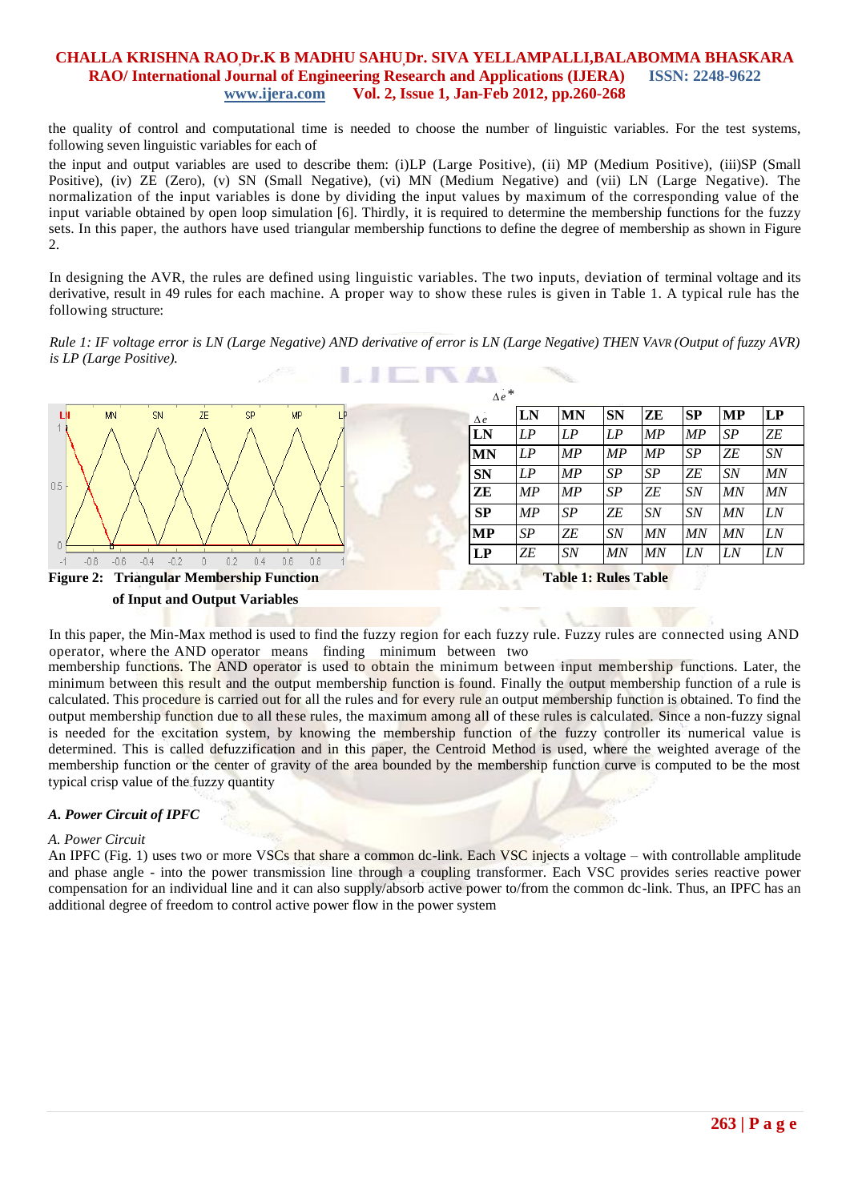the quality of control and computational time is needed to choose the number of linguistic variables. For the test systems, following seven linguistic variables for each of

the input and output variables are used to describe them: (i)LP (Large Positive), (ii) MP (Medium Positive), (iii)SP (Small Positive), (iv) ZE (Zero), (v) SN (Small Negative), (vi) MN (Medium Negative) and (vii) LN (Large Negative). The normalization of the input variables is done by dividing the input values by maximum of the corresponding value of the input variable obtained by open loop simulation [6]. Thirdly, it is required to determine the membership functions for the fuzzy sets. In this paper, the authors have used triangular membership functions to define the degree of membership as shown in Figure 2.

In designing the AVR, the rules are defined using linguistic variables. The two inputs, deviation of terminal voltage and its derivative, result in 49 rules for each machine. A proper way to show these rules is given in Table 1. A typical rule has the following structure:

*Rule 1: IF voltage error is LN (Large Negative) AND derivative of error is LN (Large Negative) THEN $V_{AVR}$ (Output of fuzzy AVR) is LP (Large Positive).*

LN MN SN ZE SP MP LP
1
0.5
0
-1 -0.8 -0.6 -0.4 -0.2 0 0.2 0.4 0.6 0.8 1

**Figure 2: Triangular Membership Function of Input and Output Variables**

| $\Delta e$ \ $\Delta \dot{e}$* | LN | MN | SN | ZE | SP | MP | LP |
|---|---|---|---|---|---|---|---|
| **LN** | *LP* | *LP* | *LP* | *MP* | *MP* | *SP* | *ZE* |
| **MN** | *LP* | *MP* | *MP* | *MP* | *SP* | *ZE* | *SN* |
| **SN** | *LP* | *MP* | *SP* | *SP* | *ZE* | *SN* | *MN* |
| **ZE** | *MP* | *MP* | *SP* | *ZE* | *SN* | *MN* | *MN* |
| **SP** | *MP* | *SP* | *ZE* | *SN* | *SN* | *MN* | *LN* |
| **MP** | *SP* | *ZE* | *SN* | *MN* | *MN* | *MN* | *LN* |
| **LP** | *ZE* | *SN* | *MN* | *MN* | *LN* | *LN* | *LN* |

**Table 1: Rules Table**

In this paper, the Min-Max method is used to find the fuzzy region for each fuzzy rule. Fuzzy rules are connected using AND operator, where the AND operator means finding minimum between two membership functions. The AND operator is used to obtain the minimum between input membership functions. Later, the minimum between this result and the output membership function is found. Finally the output membership function of a rule is calculated. This procedure is carried out for all the rules and for every rule an output membership function is obtained. To find the output membership function due to all these rules, the maximum among all of these rules is calculated. Since a non-fuzzy signal is needed for the excitation system, by knowing the membership function of the fuzzy controller its numerical value is determined. This is called defuzzification and in this paper, the Centroid Method is used, where the weighted average of the membership function or the center of gravity of the area bounded by the membership function curve is computed to be the most typical crisp value of the fuzzy quantity

### *A. Power Circuit of IPFC*

*A. Power Circuit*

An IPFC (Fig. 1) uses two or more VSCs that share a common dc-link. Each VSC injects a voltage – with controllable amplitude and phase angle - into the power transmission line through a coupling transformer. Each VSC provides series reactive power compensation for an individual line and it can also supply/absorb active power to/from the common dc-link. Thus, an IPFC has an additional degree of freedom to control active power flow in the power system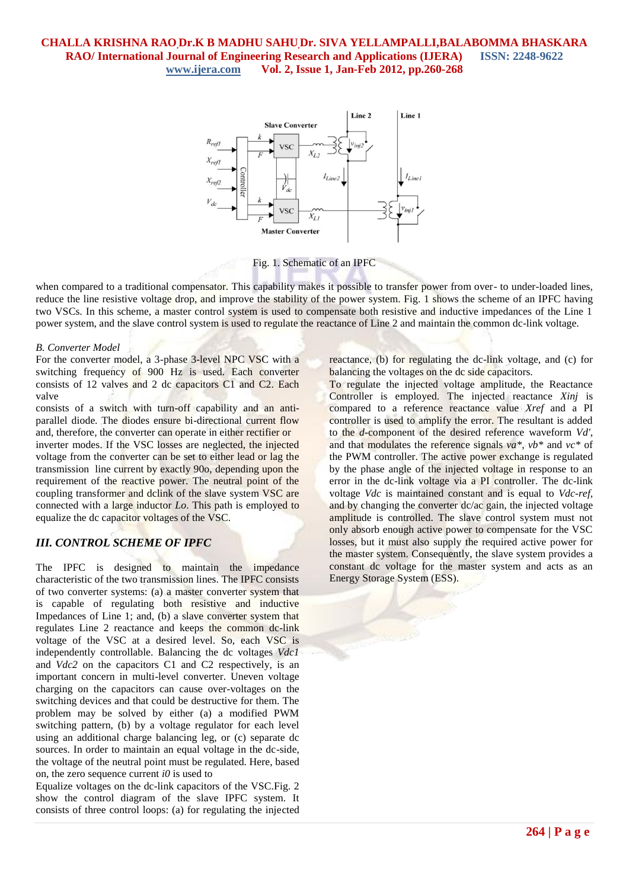Fig. 1. Schematic of an IPFC

when compared to a traditional compensator. This capability makes it possible to transfer power from over- to under-loaded lines, reduce the line resistive voltage drop, and improve the stability of the power system. Fig. 1 shows the scheme of an IPFC having two VSCs. In this scheme, a master control system is used to compensate both resistive and inductive impedances of the Line 1 power system, and the slave control system is used to regulate the reactance of Line 2 and maintain the common dc-link voltage.

*B. Converter Model*

For the converter model, a 3-phase 3-level NPC VSC with a switching frequency of 900 Hz is used. Each converter consists of 12 valves and 2 dc capacitors C1 and C2. Each valve
consists of a switch with turn-off capability and an anti-parallel diode. The diodes ensure bi-directional current flow and, therefore, the converter can operate in either rectifier or inverter modes. If the VSC losses are neglected, the injected voltage from the converter can be set to either lead or lag the transmission line current by exactly 90o, depending upon the requirement of the reactive power. The neutral point of the coupling transformer and dclink of the slave system VSC are connected with a large inductor *Lo*. This path is employed to equalize the dc capacitor voltages of the VSC.

## *III. CONTROL SCHEME OF IPFC*

The IPFC is designed to maintain the impedance characteristic of the two transmission lines. The IPFC consists of two converter systems: (a) a master converter system that is capable of regulating both resistive and inductive Impedances of Line 1; and, (b) a slave converter system that regulates Line 2 reactance and keeps the common dc-link voltage of the VSC at a desired level. So, each VSC is independently controllable. Balancing the dc voltages *Vdc1* and *Vdc2* on the capacitors C1 and C2 respectively, is an important concern in multi-level converter. Uneven voltage charging on the capacitors can cause over-voltages on the switching devices and that could be destructive for them. The problem may be solved by either (a) a modified PWM switching pattern, (b) by a voltage regulator for each level using an additional charge balancing leg, or (c) separate dc sources. In order to maintain an equal voltage in the dc-side, the voltage of the neutral point must be regulated. Here, based on, the zero sequence current *i0* is used to
Equalize voltages on the dc-link capacitors of the VSC.Fig. 2 show the control diagram of the slave IPFC system. It consists of three control loops: (a) for regulating the injected reactance, (b) for regulating the dc-link voltage, and (c) for balancing the voltages on the dc side capacitors.
To regulate the injected voltage amplitude, the Reactance Controller is employed. The injected reactance *Xinj* is compared to a reference reactance value *Xref* and a PI controller is used to amplify the error. The resultant is added to the *d*-component of the desired reference waveform *Vd'*, and that modulates the reference signals *va\**, *vb\** and *vc\** of the PWM controller. The active power exchange is regulated by the phase angle of the injected voltage in response to an error in the dc-link voltage via a PI controller. The dc-link voltage *Vdc* is maintained constant and is equal to *Vdc-ref*, and by changing the converter dc/ac gain, the injected voltage amplitude is controlled. The slave control system must not only absorb enough active power to compensate for the VSC losses, but it must also supply the required active power for the master system. Consequently, the slave system provides a constant dc voltage for the master system and acts as an Energy Storage System (ESS).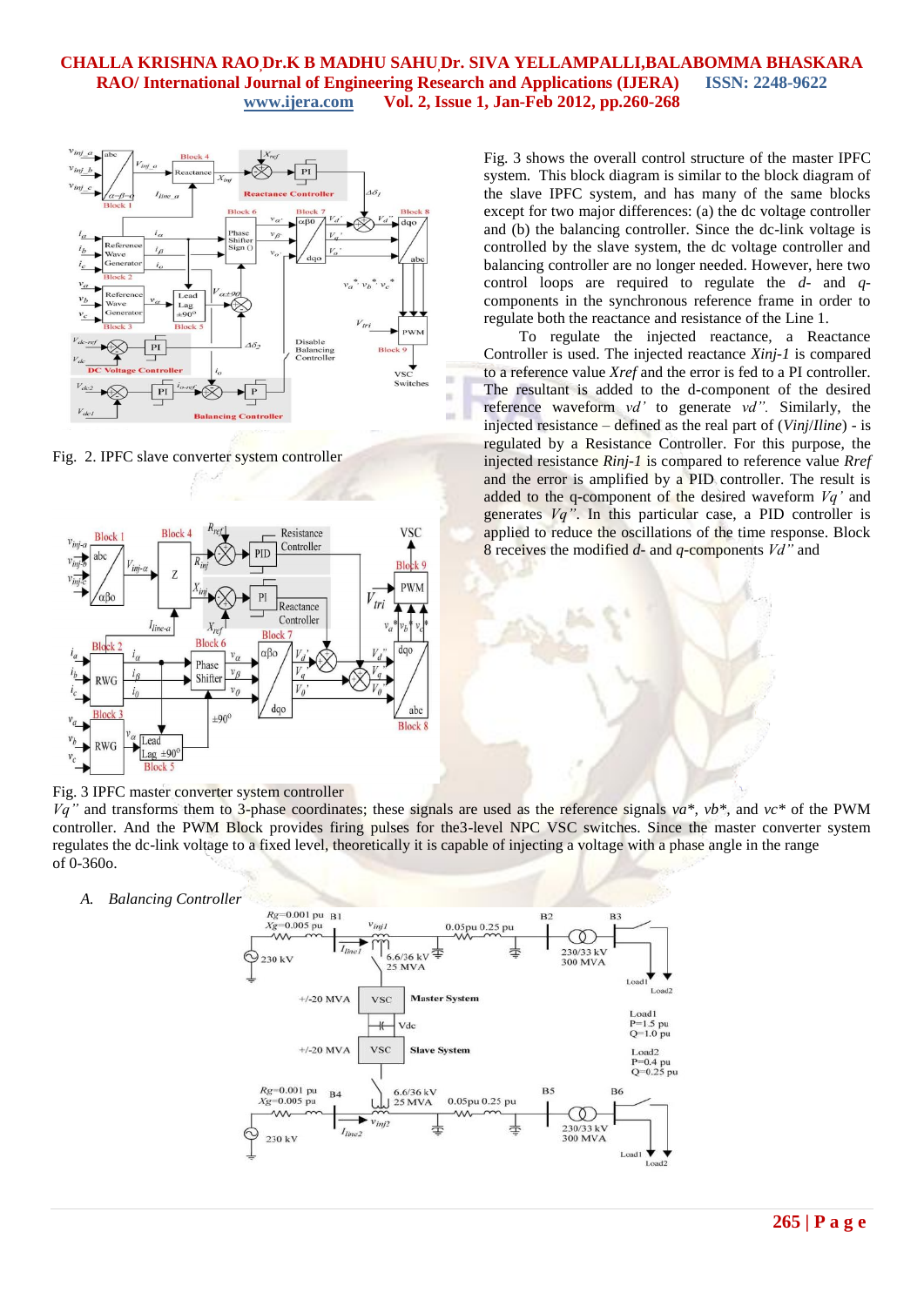Fig. 2. IPFC slave converter system controller

Fig. 3 IPFC master converter system controller

Fig. 3 shows the overall control structure of the master IPFC system. This block diagram is similar to the block diagram of the slave IPFC system, and has many of the same blocks except for two major differences: (a) the dc voltage controller and (b) the balancing controller. Since the dc-link voltage is controlled by the slave system, the dc voltage controller and balancing controller are no longer needed. However, here two control loops are required to regulate the *d*- and *q*-components in the synchronous reference frame in order to regulate both the reactance and resistance of the Line 1.

To regulate the injected reactance, a Reactance Controller is used. The injected reactance *Xinj-1* is compared to a reference value *Xref* and the error is fed to a PI controller. The resultant is added to the d-component of the desired reference waveform *vd'* to generate *vd''*. Similarly, the injected resistance – defined as the real part of (*Vinj/Iline*) - is regulated by a Resistance Controller. For this purpose, the injected resistance *Rinj-1* is compared to reference value *Rref* and the error is amplified by a PID controller. The result is added to the q-component of the desired waveform *Vq'* and generates *Vq''*. In this particular case, a PID controller is applied to reduce the oscillations of the time response. Block 8 receives the modified *d*- and *q*-components *Vd''* and *Vq''* and transforms them to 3-phase coordinates; these signals are used as the reference signals *va\**, *vb\**, and *vc\** of the PWM controller. And the PWM Block provides firing pulses for the3-level NPC VSC switches. Since the master converter system regulates the dc-link voltage to a fixed level, theoretically it is capable of injecting a voltage with a phase angle in the range of 0-360o.

*A. Balancing Controller*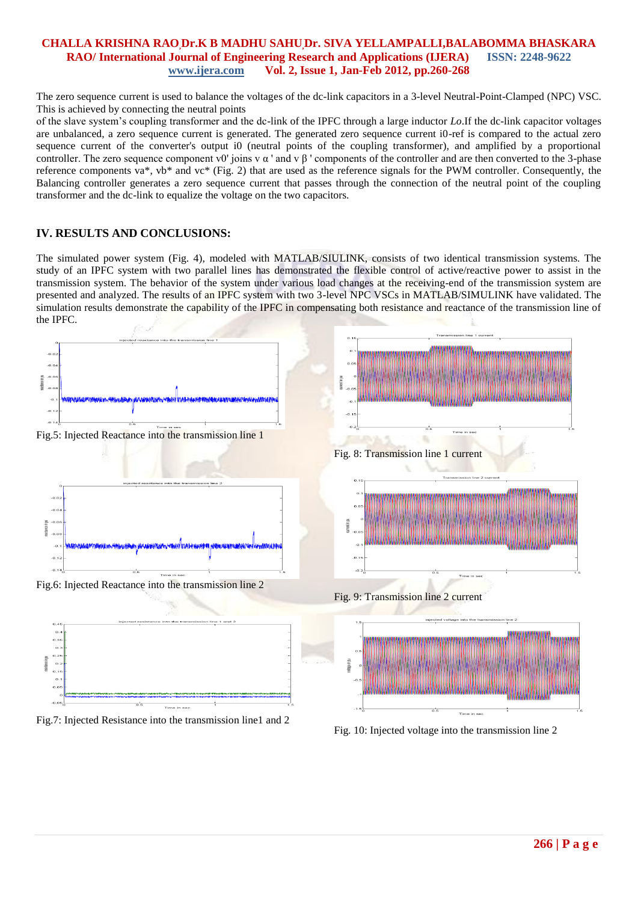The zero sequence current is used to balance the voltages of the dc-link capacitors in a 3-level Neutral-Point-Clamped (NPC) VSC. This is achieved by connecting the neutral points

of the slave system's coupling transformer and the dc-link of the IPFC through a large inductor *Lo*.If the dc-link capacitor voltages are unbalanced, a zero sequence current is generated. The generated zero sequence current i0-ref is compared to the actual zero sequence current of the converter's output i0 (neutral points of the coupling transformer), and amplified by a proportional controller. The zero sequence component v0' joins v α ' and v β ' components of the controller and are then converted to the 3-phase reference components va*, vb* and vc* (Fig. 2) that are used as the reference signals for the PWM controller. Consequently, the Balancing controller generates a zero sequence current that passes through the connection of the neutral point of the coupling transformer and the dc-link to equalize the voltage on the two capacitors.

## IV. RESULTS AND CONCLUSIONS:

The simulated power system (Fig. 4), modeled with MATLAB/SIULINK, consists of two identical transmission systems. The study of an IPFC system with two parallel lines has demonstrated the flexible control of active/reactive power to assist in the transmission system. The behavior of the system under various load changes at the receiving-end of the transmission system are presented and analyzed. The results of an IPFC system with two 3-level NPC VSCs in MATLAB/SIMULINK have validated. The simulation results demonstrate the capability of the IPFC in compensating both resistance and reactance of the transmission line of the IPFC.

Fig.5: Injected Reactance into the transmission line 1

Fig.6: Injected Reactance into the transmission line 2

Fig.7: Injected Resistance into the transmission line1 and 2

Fig. 8: Transmission line 1 current

Fig. 9: Transmission line 2 current

Fig. 10: Injected voltage into the transmission line 2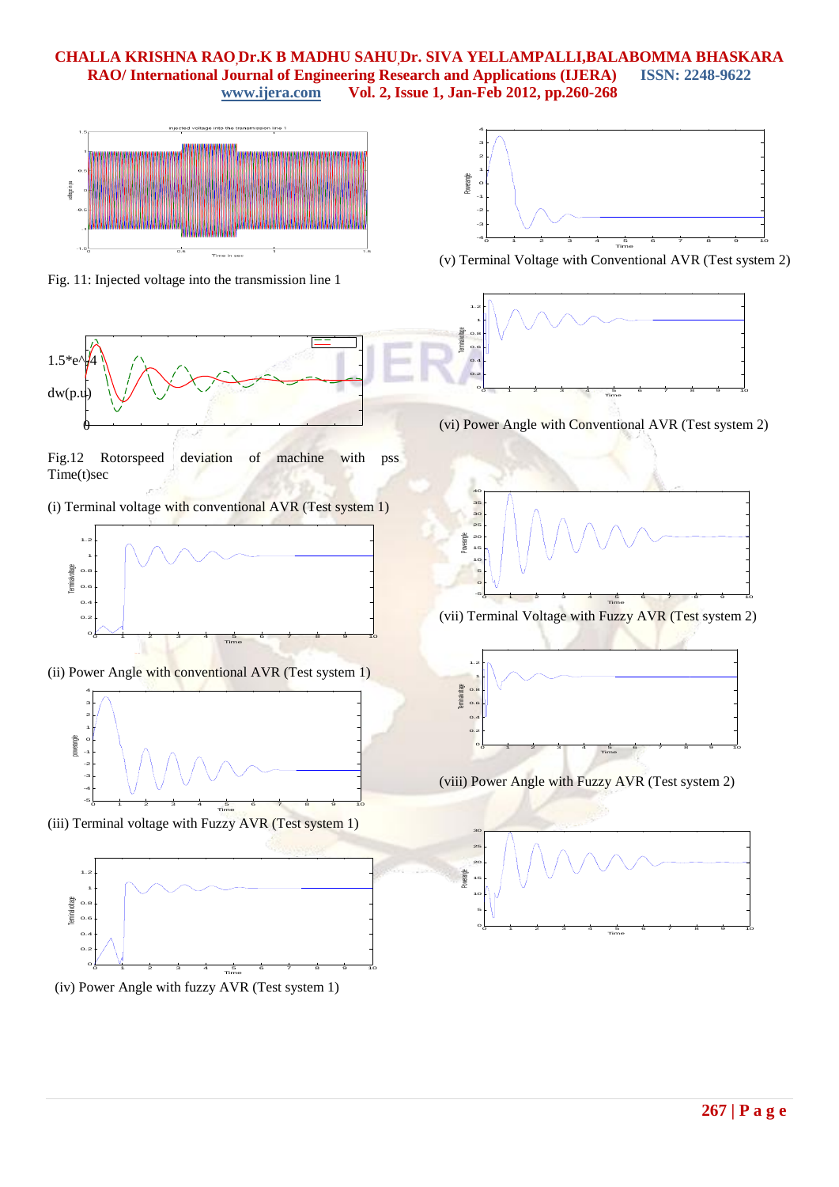Fig. 11: Injected voltage into the transmission line 1

Fig.12 Rotorspeed deviation of machine with pss Time(t)sec

(i) Terminal voltage with conventional AVR (Test system 1)

(ii) Power Angle with conventional AVR (Test system 1)

(iii) Terminal voltage with Fuzzy AVR (Test system 1)

(iv) Power Angle with fuzzy AVR (Test system 1)

(v) Terminal Voltage with Conventional AVR (Test system 2)

(vi) Power Angle with Conventional AVR (Test system 2)

(vii) Terminal Voltage with Fuzzy AVR (Test system 2)

(viii) Power Angle with Fuzzy AVR (Test system 2)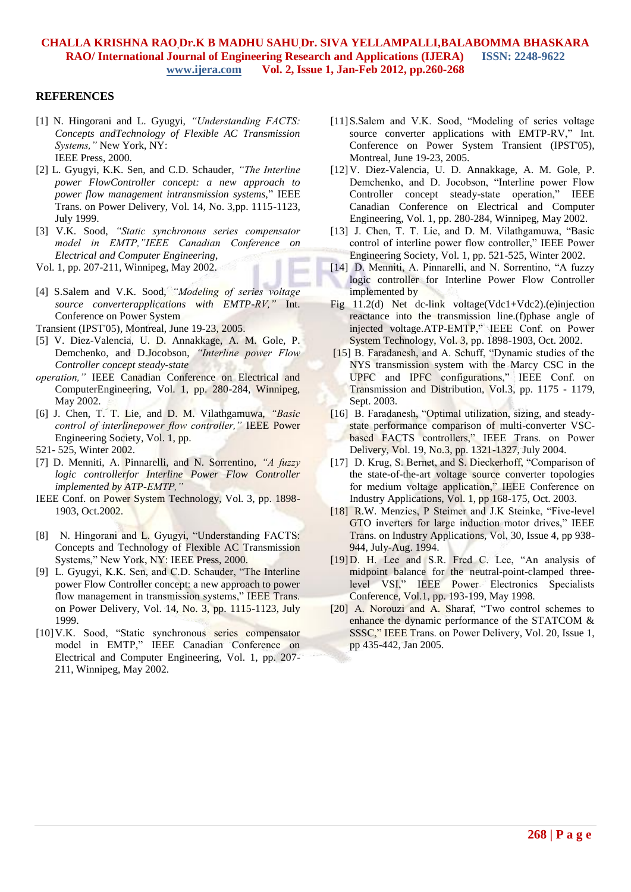## REFERENCES

[1] N. Hingorani and L. Gyugyi, *"Understanding FACTS: Concepts andTechnology of Flexible AC Transmission Systems,"* New York, NY: IEEE Press, 2000.

[2] L. Gyugyi, K.K. Sen, and C.D. Schauder, *"The Interline power FlowController concept: a new approach to power flow management intransmission systems,"* IEEE Trans. on Power Delivery, Vol. 14, No. 3,pp. 1115-1123, July 1999.

[3] V.K. Sood, *"Static synchronous series compensator model in EMTP,"IEEE Canadian Conference on Electrical and Computer Engineering*, Vol. 1, pp. 207-211, Winnipeg, May 2002.

[4] S.Salem and V.K. Sood, *"Modeling of series voltage source converterapplications with EMTP-RV,"* Int. Conference on Power System Transient (IPST'05), Montreal, June 19-23, 2005.

[5] V. Diez-Valencia, U. D. Annakkage, A. M. Gole, P. Demchenko, and D.Jocobson, *"Interline power Flow Controller concept steady-state operation,"* IEEE Canadian Conference on Electrical and ComputerEngineering, Vol. 1, pp. 280-284, Winnipeg, May 2002.

[6] J. Chen, T. T. Lie, and D. M. Vilathgamuwa, *"Basic control of interlinepower flow controller,"* IEEE Power Engineering Society, Vol. 1, pp. 521- 525, Winter 2002.

[7] D. Menniti, A. Pinnarelli, and N. Sorrentino, *"A fuzzy logic controllerfor Interline Power Flow Controller implemented by ATP-EMTP,"* IEEE Conf. on Power System Technology, Vol. 3, pp. 1898-1903, Oct.2002.

[8] N. Hingorani and L. Gyugyi, "Understanding FACTS: Concepts and Technology of Flexible AC Transmission Systems," New York, NY: IEEE Press, 2000.

[9] L. Gyugyi, K.K. Sen, and C.D. Schauder, "The Interline power Flow Controller concept: a new approach to power flow management in transmission systems," IEEE Trans. on Power Delivery, Vol. 14, No. 3, pp. 1115-1123, July 1999.

[10] V.K. Sood, "Static synchronous series compensator model in EMTP," IEEE Canadian Conference on Electrical and Computer Engineering, Vol. 1, pp. 207-211, Winnipeg, May 2002.

[11] S.Salem and V.K. Sood, "Modeling of series voltage source converter applications with EMTP-RV," Int. Conference on Power System Transient (IPST'05), Montreal, June 19-23, 2005.

[12] V. Diez-Valencia, U. D. Annakkage, A. M. Gole, P. Demchenko, and D. Jocobson, "Interline power Flow Controller concept steady-state operation," IEEE Canadian Conference on Electrical and Computer Engineering, Vol. 1, pp. 280-284, Winnipeg, May 2002.

[13] J. Chen, T. T. Lie, and D. M. Vilathgamuwa, "Basic control of interline power flow controller," IEEE Power Engineering Society, Vol. 1, pp. 521-525, Winter 2002.

[14] D. Menniti, A. Pinnarelli, and N. Sorrentino, "A fuzzy logic controller for Interline Power Flow Controller implemented by

Fig 11.2(d) Net dc-link voltage(Vdc1+Vdc2).(e)injection reactance into the transmission line.(f)phase angle of injected voltage.ATP-EMTP," IEEE Conf. on Power System Technology, Vol. 3, pp. 1898-1903, Oct. 2002.

[15] B. Faradanesh, and A. Schuff, "Dynamic studies of the NYS transmission system with the Marcy CSC in the UPFC and IPFC configurations," IEEE Conf. on Transmission and Distribution, Vol.3, pp. 1175 - 1179, Sept. 2003.

[16] B. Faradanesh, "Optimal utilization, sizing, and steady-state performance comparison of multi-converter VSC-based FACTS controllers," IEEE Trans. on Power Delivery, Vol. 19, No.3, pp. 1321-1327, July 2004.

[17] D. Krug, S. Bernet, and S. Dieckerhoff, "Comparison of the state-of-the-art voltage source converter topologies for medium voltage application," IEEE Conference on Industry Applications, Vol. 1, pp 168-175, Oct. 2003.

[18] R.W. Menzies, P Steimer and J.K Steinke, "Five-level GTO inverters for large induction motor drives," IEEE Trans. on Industry Applications, Vol, 30, Issue 4, pp 938-944, July-Aug. 1994.

[19] D. H. Lee and S.R. Fred C. Lee, "An analysis of midpoint balance for the neutral-point-clamped three-level VSI," IEEE Power Electronics Specialists Conference, Vol.1, pp. 193-199, May 1998.

[20] A. Norouzi and A. Sharaf, "Two control schemes to enhance the dynamic performance of the STATCOM & SSSC," IEEE Trans. on Power Delivery, Vol. 20, Issue 1, pp 435-442, Jan 2005.